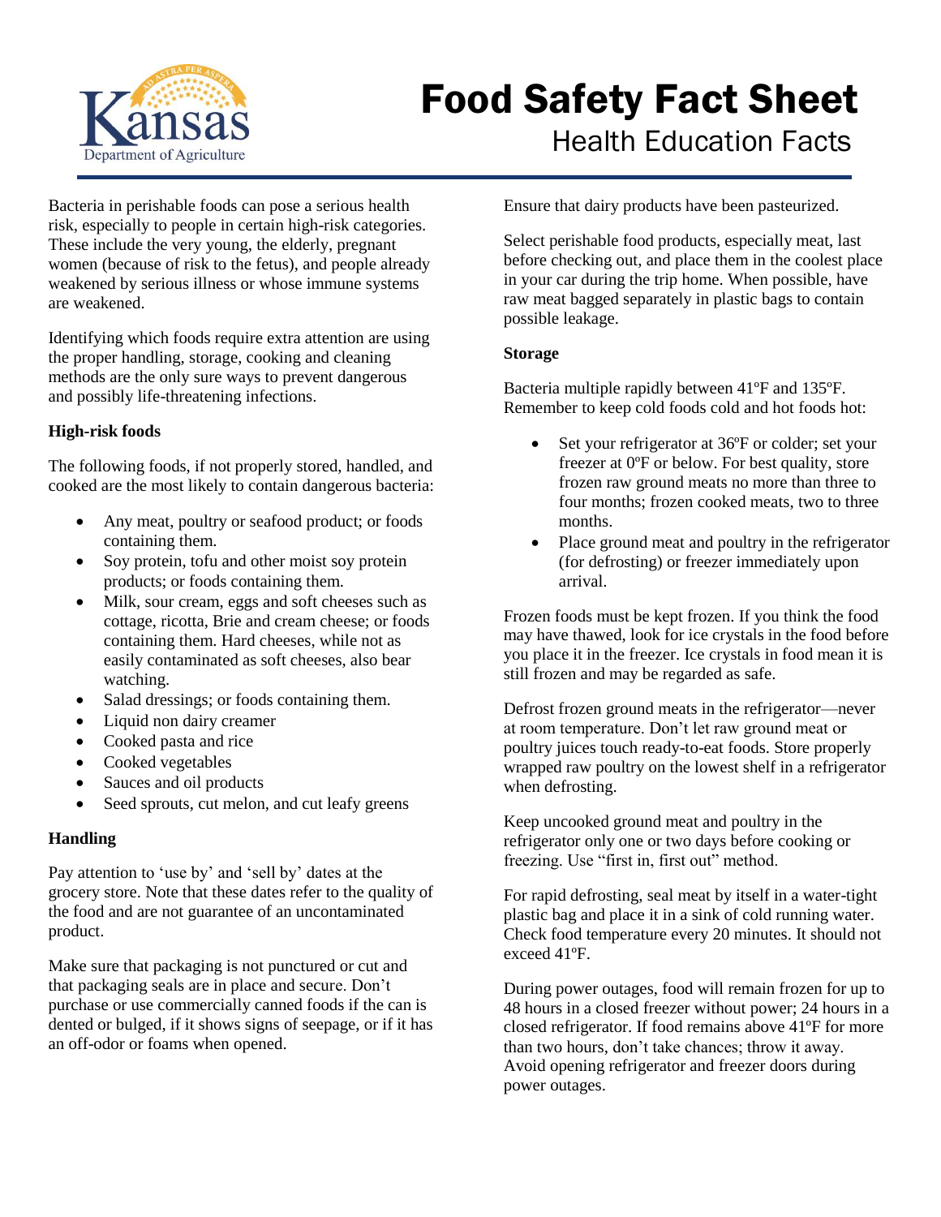Kansas Department of Agriculture

# Food Safety Fact Sheet

## Health Education Facts

Bacteria in perishable foods can pose a serious health risk, especially to people in certain high-risk categories. These include the very young, the elderly, pregnant women (because of risk to the fetus), and people already weakened by serious illness or whose immune systems are weakened.

Identifying which foods require extra attention are using the proper handling, storage, cooking and cleaning methods are the only sure ways to prevent dangerous and possibly life-threatening infections.

**High-risk foods**

The following foods, if not properly stored, handled, and cooked are the most likely to contain dangerous bacteria:

- Any meat, poultry or seafood product; or foods containing them.
- Soy protein, tofu and other moist soy protein products; or foods containing them.
- Milk, sour cream, eggs and soft cheeses such as cottage, ricotta, Brie and cream cheese; or foods containing them. Hard cheeses, while not as easily contaminated as soft cheeses, also bear watching.
- Salad dressings; or foods containing them.
- Liquid non dairy creamer
- Cooked pasta and rice
- Cooked vegetables
- Sauces and oil products
- Seed sprouts, cut melon, and cut leafy greens

**Handling**

Pay attention to 'use by' and 'sell by' dates at the grocery store. Note that these dates refer to the quality of the food and are not guarantee of an uncontaminated product.

Make sure that packaging is not punctured or cut and that packaging seals are in place and secure. Don't purchase or use commercially canned foods if the can is dented or bulged, if it shows signs of seepage, or if it has an off-odor or foams when opened.

Ensure that dairy products have been pasteurized.

Select perishable food products, especially meat, last before checking out, and place them in the coolest place in your car during the trip home. When possible, have raw meat bagged separately in plastic bags to contain possible leakage.

**Storage**

Bacteria multiple rapidly between 41ºF and 135ºF. Remember to keep cold foods cold and hot foods hot:

- Set your refrigerator at 36ºF or colder; set your freezer at 0ºF or below. For best quality, store frozen raw ground meats no more than three to four months; frozen cooked meats, two to three months.
- Place ground meat and poultry in the refrigerator (for defrosting) or freezer immediately upon arrival.

Frozen foods must be kept frozen. If you think the food may have thawed, look for ice crystals in the food before you place it in the freezer. Ice crystals in food mean it is still frozen and may be regarded as safe.

Defrost frozen ground meats in the refrigerator—never at room temperature. Don't let raw ground meat or poultry juices touch ready-to-eat foods. Store properly wrapped raw poultry on the lowest shelf in a refrigerator when defrosting.

Keep uncooked ground meat and poultry in the refrigerator only one or two days before cooking or freezing. Use "first in, first out" method.

For rapid defrosting, seal meat by itself in a water-tight plastic bag and place it in a sink of cold running water. Check food temperature every 20 minutes. It should not exceed 41ºF.

During power outages, food will remain frozen for up to 48 hours in a closed freezer without power; 24 hours in a closed refrigerator. If food remains above 41ºF for more than two hours, don't take chances; throw it away. Avoid opening refrigerator and freezer doors during power outages.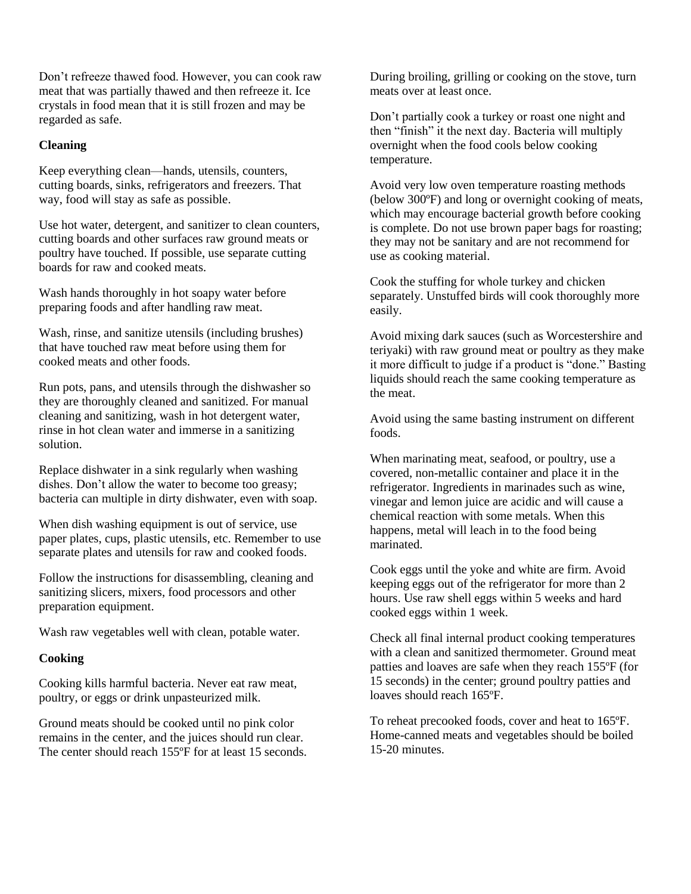Don't refreeze thawed food. However, you can cook raw meat that was partially thawed and then refreeze it. Ice crystals in food mean that it is still frozen and may be regarded as safe.

**Cleaning**

Keep everything clean—hands, utensils, counters, cutting boards, sinks, refrigerators and freezers. That way, food will stay as safe as possible.

Use hot water, detergent, and sanitizer to clean counters, cutting boards and other surfaces raw ground meats or poultry have touched. If possible, use separate cutting boards for raw and cooked meats.

Wash hands thoroughly in hot soapy water before preparing foods and after handling raw meat.

Wash, rinse, and sanitize utensils (including brushes) that have touched raw meat before using them for cooked meats and other foods.

Run pots, pans, and utensils through the dishwasher so they are thoroughly cleaned and sanitized. For manual cleaning and sanitizing, wash in hot detergent water, rinse in hot clean water and immerse in a sanitizing solution.

Replace dishwater in a sink regularly when washing dishes. Don't allow the water to become too greasy; bacteria can multiple in dirty dishwater, even with soap.

When dish washing equipment is out of service, use paper plates, cups, plastic utensils, etc. Remember to use separate plates and utensils for raw and cooked foods.

Follow the instructions for disassembling, cleaning and sanitizing slicers, mixers, food processors and other preparation equipment.

Wash raw vegetables well with clean, potable water.

**Cooking**

Cooking kills harmful bacteria. Never eat raw meat, poultry, or eggs or drink unpasteurized milk.

Ground meats should be cooked until no pink color remains in the center, and the juices should run clear. The center should reach 155ºF for at least 15 seconds.

During broiling, grilling or cooking on the stove, turn meats over at least once.

Don't partially cook a turkey or roast one night and then "finish" it the next day. Bacteria will multiply overnight when the food cools below cooking temperature.

Avoid very low oven temperature roasting methods (below 300ºF) and long or overnight cooking of meats, which may encourage bacterial growth before cooking is complete. Do not use brown paper bags for roasting; they may not be sanitary and are not recommend for use as cooking material.

Cook the stuffing for whole turkey and chicken separately. Unstuffed birds will cook thoroughly more easily.

Avoid mixing dark sauces (such as Worcestershire and teriyaki) with raw ground meat or poultry as they make it more difficult to judge if a product is "done." Basting liquids should reach the same cooking temperature as the meat.

Avoid using the same basting instrument on different foods.

When marinating meat, seafood, or poultry, use a covered, non-metallic container and place it in the refrigerator. Ingredients in marinades such as wine, vinegar and lemon juice are acidic and will cause a chemical reaction with some metals. When this happens, metal will leach in to the food being marinated.

Cook eggs until the yoke and white are firm. Avoid keeping eggs out of the refrigerator for more than 2 hours. Use raw shell eggs within 5 weeks and hard cooked eggs within 1 week.

Check all final internal product cooking temperatures with a clean and sanitized thermometer. Ground meat patties and loaves are safe when they reach 155ºF (for 15 seconds) in the center; ground poultry patties and loaves should reach 165ºF.

To reheat precooked foods, cover and heat to 165ºF. Home-canned meats and vegetables should be boiled 15-20 minutes.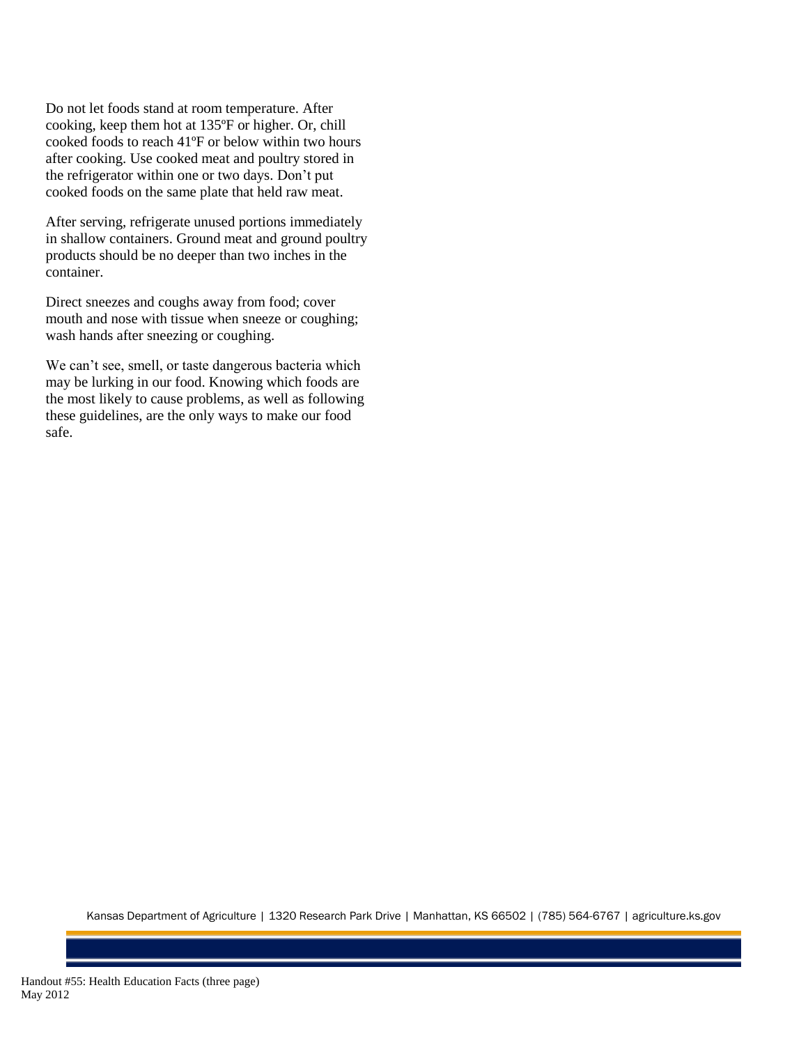Do not let foods stand at room temperature. After cooking, keep them hot at 135ºF or higher. Or, chill cooked foods to reach 41ºF or below within two hours after cooking. Use cooked meat and poultry stored in the refrigerator within one or two days. Don't put cooked foods on the same plate that held raw meat.

After serving, refrigerate unused portions immediately in shallow containers. Ground meat and ground poultry products should be no deeper than two inches in the container.

Direct sneezes and coughs away from food; cover mouth and nose with tissue when sneeze or coughing; wash hands after sneezing or coughing.

We can't see, smell, or taste dangerous bacteria which may be lurking in our food. Knowing which foods are the most likely to cause problems, as well as following these guidelines, are the only ways to make our food safe.

Kansas Department of Agriculture | 1320 Research Park Drive | Manhattan, KS 66502 | (785) 564-6767 | agriculture.ks.gov

Handout #55: Health Education Facts (three page)
May 2012